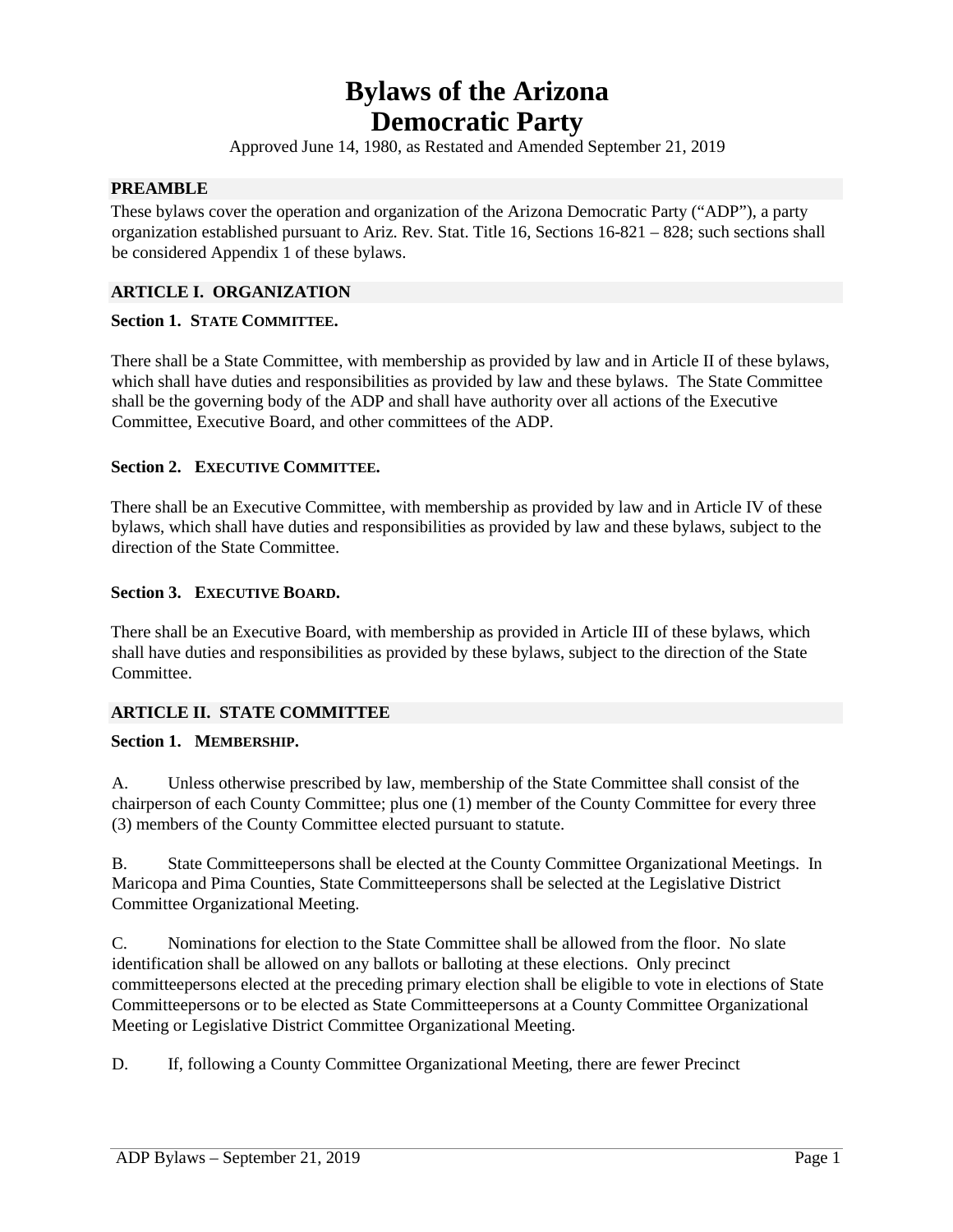# Bylaws of the Arizona Democratic Party

Approved June 14, 1980, as Restated and Amended September 21, 2019

## PREAMBLE

These bylaws cover the operation and organization of the Arizona Democratic Party ("ADP"), a party organization established pursuant to Ariz. Rev. Stat. Title 16, Sections 16-821 – 828; such sections shall be considered Appendix 1 of these bylaws.

## ARTICLE I. ORGANIZATION

### Section 1. STATE COMMITTEE.

There shall be a State Committee, with membership as provided by law and in Article II of these bylaws, which shall have duties and responsibilities as provided by law and these bylaws. The State Committee shall be the governing body of the ADP and shall have authority over all actions of the Executive Committee, Executive Board, and other committees of the ADP.

### Section 2. EXECUTIVE COMMITTEE.

There shall be an Executive Committee, with membership as provided by law and in Article IV of these bylaws, which shall have duties and responsibilities as provided by law and these bylaws, subject to the direction of the State Committee.

### Section 3. EXECUTIVE BOARD.

There shall be an Executive Board, with membership as provided in Article III of these bylaws, which shall have duties and responsibilities as provided by these bylaws, subject to the direction of the State Committee.

## ARTICLE II. STATE COMMITTEE

### Section 1. MEMBERSHIP.

A. Unless otherwise prescribed by law, membership of the State Committee shall consist of the chairperson of each County Committee; plus one (1) member of the County Committee for every three (3) members of the County Committee elected pursuant to statute.

B. State Committeepersons shall be elected at the County Committee Organizational Meetings. In Maricopa and Pima Counties, State Committeepersons shall be selected at the Legislative District Committee Organizational Meeting.

C. Nominations for election to the State Committee shall be allowed from the floor. No slate identification shall be allowed on any ballots or balloting at these elections. Only precinct committeepersons elected at the preceding primary election shall be eligible to vote in elections of State Committeepersons or to be elected as State Committeepersons at a County Committee Organizational Meeting or Legislative District Committee Organizational Meeting.

D. If, following a County Committee Organizational Meeting, there are fewer Precinct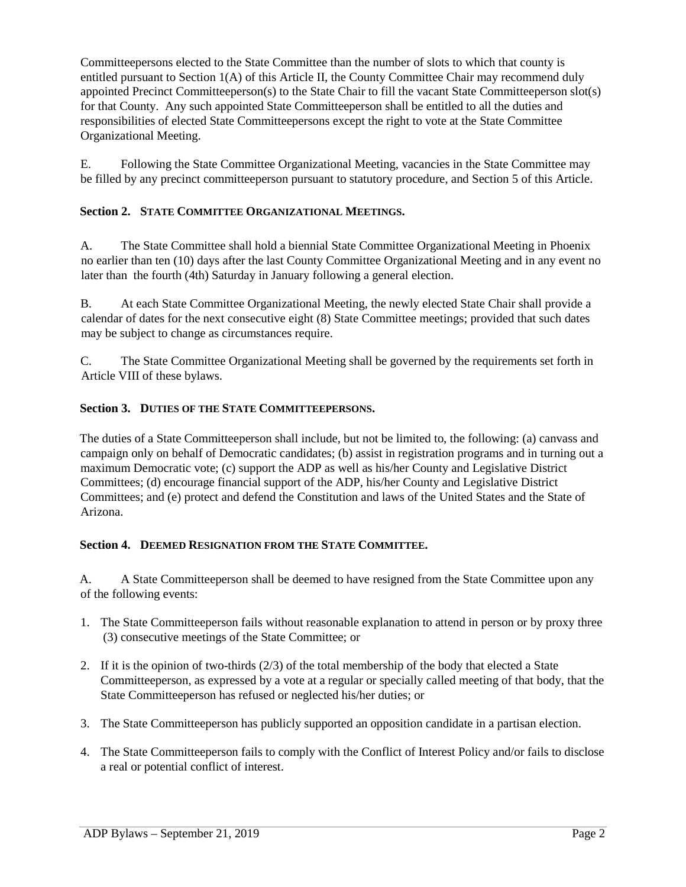Committeepersons elected to the State Committee than the number of slots to which that county is entitled pursuant to Section 1(A) of this Article II, the County Committee Chair may recommend duly appointed Precinct Committeeperson(s) to the State Chair to fill the vacant State Committeeperson slot(s) for that County. Any such appointed State Committeeperson shall be entitled to all the duties and responsibilities of elected State Committeepersons except the right to vote at the State Committee Organizational Meeting.

E. Following the State Committee Organizational Meeting, vacancies in the State Committee may be filled by any precinct committeeperson pursuant to statutory procedure, and Section 5 of this Article.

### Section 2. State Committee Organizational Meetings.

A. The State Committee shall hold a biennial State Committee Organizational Meeting in Phoenix no earlier than ten (10) days after the last County Committee Organizational Meeting and in any event no later than the fourth (4th) Saturday in January following a general election.

B. At each State Committee Organizational Meeting, the newly elected State Chair shall provide a calendar of dates for the next consecutive eight (8) State Committee meetings; provided that such dates may be subject to change as circumstances require.

C. The State Committee Organizational Meeting shall be governed by the requirements set forth in Article VIII of these bylaws.

### Section 3. Duties of the State Committeepersons.

The duties of a State Committeeperson shall include, but not be limited to, the following: (a) canvass and campaign only on behalf of Democratic candidates; (b) assist in registration programs and in turning out a maximum Democratic vote; (c) support the ADP as well as his/her County and Legislative District Committees; (d) encourage financial support of the ADP, his/her County and Legislative District Committees; and (e) protect and defend the Constitution and laws of the United States and the State of Arizona.

### Section 4. Deemed Resignation from the State Committee.

A. A State Committeeperson shall be deemed to have resigned from the State Committee upon any of the following events:

1. The State Committeeperson fails without reasonable explanation to attend in person or by proxy three (3) consecutive meetings of the State Committee; or
2. If it is the opinion of two-thirds (2/3) of the total membership of the body that elected a State Committeeperson, as expressed by a vote at a regular or specially called meeting of that body, that the State Committeeperson has refused or neglected his/her duties; or
3. The State Committeeperson has publicly supported an opposition candidate in a partisan election.
4. The State Committeeperson fails to comply with the Conflict of Interest Policy and/or fails to disclose a real or potential conflict of interest.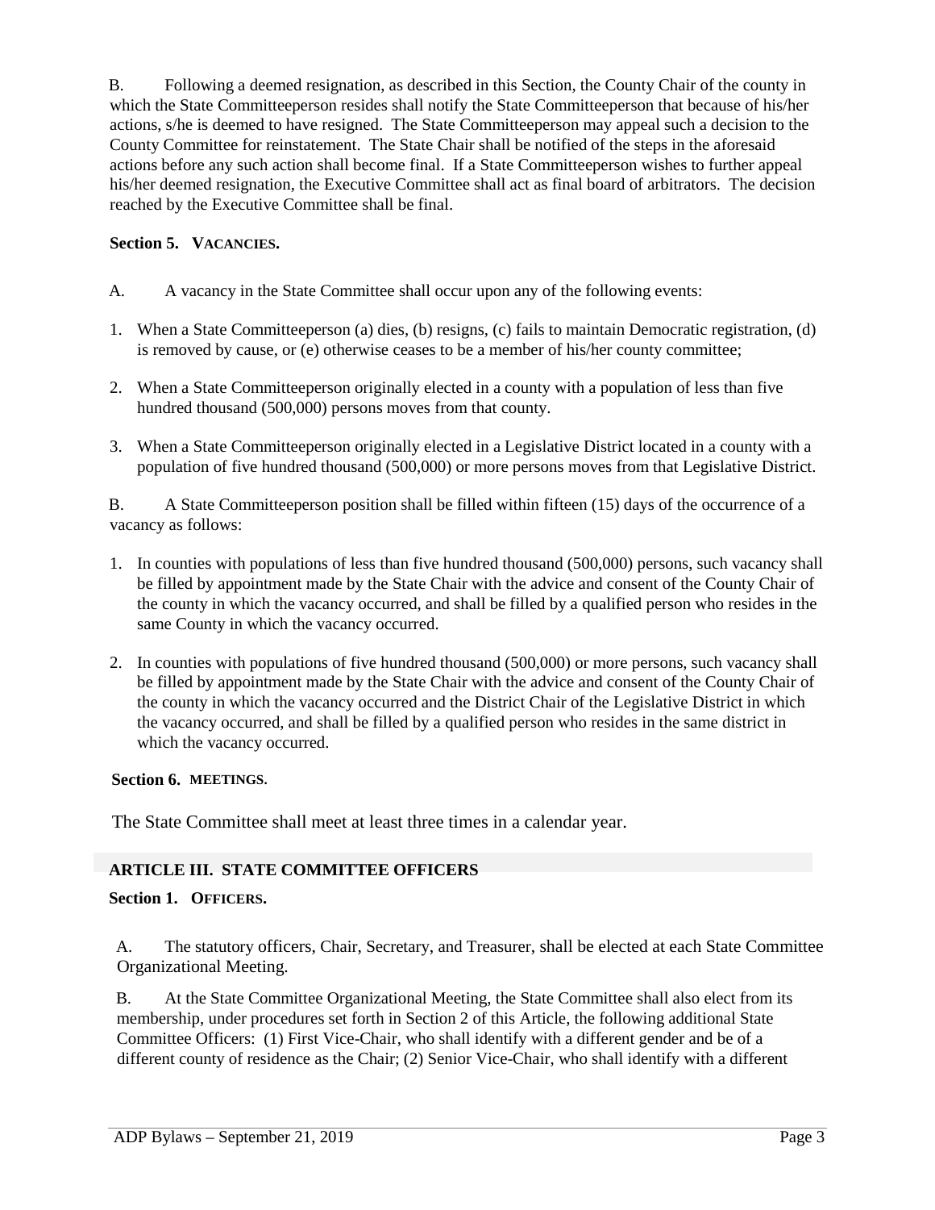B. Following a deemed resignation, as described in this Section, the County Chair of the county in which the State Committeeperson resides shall notify the State Committeeperson that because of his/her actions, s/he is deemed to have resigned. The State Committeeperson may appeal such a decision to the County Committee for reinstatement. The State Chair shall be notified of the steps in the aforesaid actions before any such action shall become final. If a State Committeeperson wishes to further appeal his/her deemed resignation, the Executive Committee shall act as final board of arbitrators. The decision reached by the Executive Committee shall be final.

### Section 5. VACANCIES.

A. A vacancy in the State Committee shall occur upon any of the following events:

1. When a State Committeeperson (a) dies, (b) resigns, (c) fails to maintain Democratic registration, (d) is removed by cause, or (e) otherwise ceases to be a member of his/her county committee;
2. When a State Committeeperson originally elected in a county with a population of less than five hundred thousand (500,000) persons moves from that county.
3. When a State Committeeperson originally elected in a Legislative District located in a county with a population of five hundred thousand (500,000) or more persons moves from that Legislative District.

B. A State Committeeperson position shall be filled within fifteen (15) days of the occurrence of a vacancy as follows:

1. In counties with populations of less than five hundred thousand (500,000) persons, such vacancy shall be filled by appointment made by the State Chair with the advice and consent of the County Chair of the county in which the vacancy occurred, and shall be filled by a qualified person who resides in the same County in which the vacancy occurred.
2. In counties with populations of five hundred thousand (500,000) or more persons, such vacancy shall be filled by appointment made by the State Chair with the advice and consent of the County Chair of the county in which the vacancy occurred and the District Chair of the Legislative District in which the vacancy occurred, and shall be filled by a qualified person who resides in the same district in which the vacancy occurred.

### Section 6. MEETINGS.

The State Committee shall meet at least three times in a calendar year.

## ARTICLE III. STATE COMMITTEE OFFICERS

### Section 1. OFFICERS.

A. The statutory officers, Chair, Secretary, and Treasurer, shall be elected at each State Committee Organizational Meeting.

B. At the State Committee Organizational Meeting, the State Committee shall also elect from its membership, under procedures set forth in Section 2 of this Article, the following additional State Committee Officers: (1) First Vice-Chair, who shall identify with a different gender and be of a different county of residence as the Chair; (2) Senior Vice-Chair, who shall identify with a different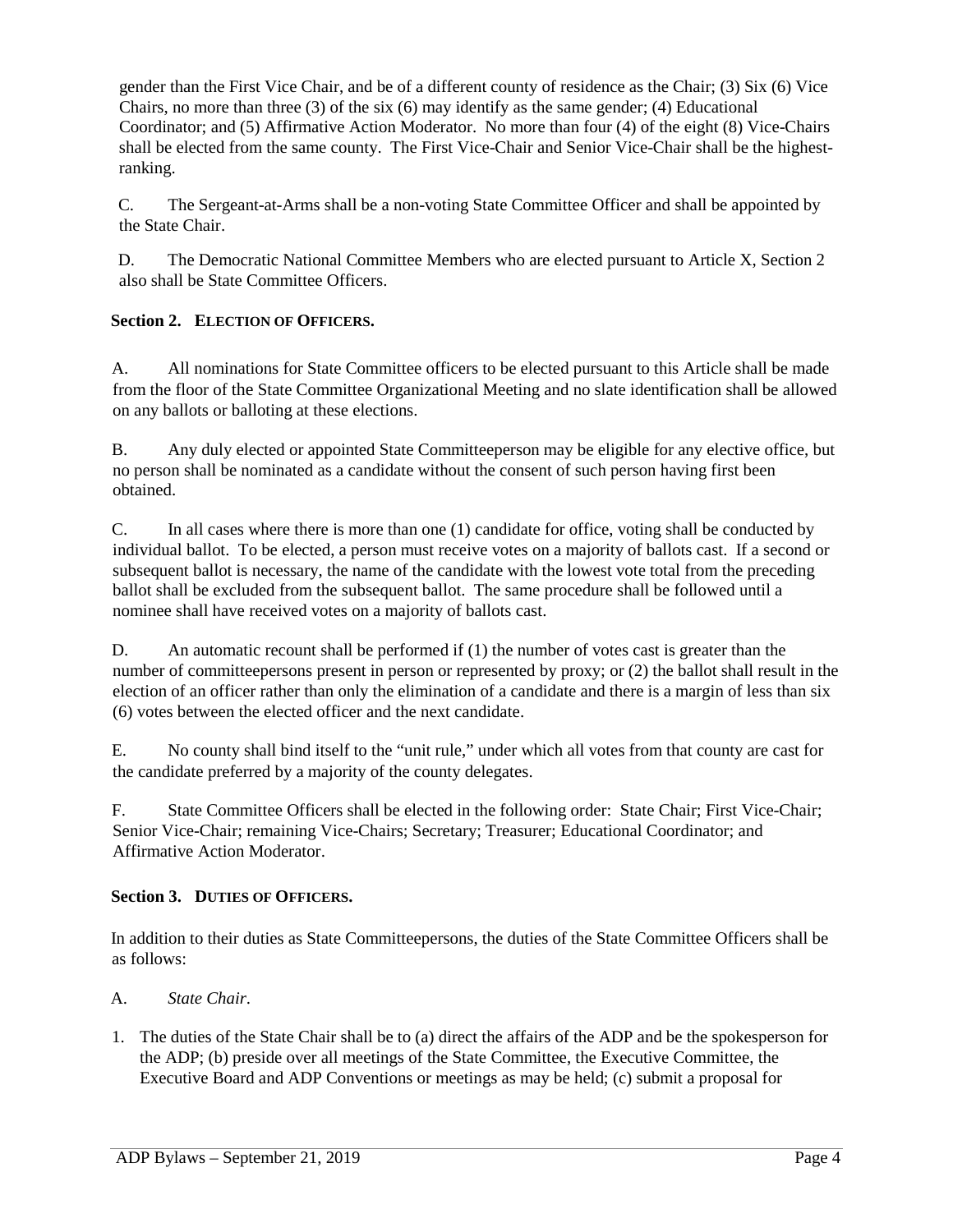gender than the First Vice Chair, and be of a different county of residence as the Chair; (3) Six (6) Vice Chairs, no more than three (3) of the six (6) may identify as the same gender; (4) Educational Coordinator; and (5) Affirmative Action Moderator. No more than four (4) of the eight (8) Vice-Chairs shall be elected from the same county. The First Vice-Chair and Senior Vice-Chair shall be the highest-ranking.

C. The Sergeant-at-Arms shall be a non-voting State Committee Officer and shall be appointed by the State Chair.

D. The Democratic National Committee Members who are elected pursuant to Article X, Section 2 also shall be State Committee Officers.

**Section 2. ELECTION OF OFFICERS.**

A. All nominations for State Committee officers to be elected pursuant to this Article shall be made from the floor of the State Committee Organizational Meeting and no slate identification shall be allowed on any ballots or balloting at these elections.

B. Any duly elected or appointed State Committeeperson may be eligible for any elective office, but no person shall be nominated as a candidate without the consent of such person having first been obtained.

C. In all cases where there is more than one (1) candidate for office, voting shall be conducted by individual ballot. To be elected, a person must receive votes on a majority of ballots cast. If a second or subsequent ballot is necessary, the name of the candidate with the lowest vote total from the preceding ballot shall be excluded from the subsequent ballot. The same procedure shall be followed until a nominee shall have received votes on a majority of ballots cast.

D. An automatic recount shall be performed if (1) the number of votes cast is greater than the number of committeepersons present in person or represented by proxy; or (2) the ballot shall result in the election of an officer rather than only the elimination of a candidate and there is a margin of less than six (6) votes between the elected officer and the next candidate.

E. No county shall bind itself to the "unit rule," under which all votes from that county are cast for the candidate preferred by a majority of the county delegates.

F. State Committee Officers shall be elected in the following order: State Chair; First Vice-Chair; Senior Vice-Chair; remaining Vice-Chairs; Secretary; Treasurer; Educational Coordinator; and Affirmative Action Moderator.

**Section 3. DUTIES OF OFFICERS.**

In addition to their duties as State Committeepersons, the duties of the State Committee Officers shall be as follows:

A. *State Chair*.

1. The duties of the State Chair shall be to (a) direct the affairs of the ADP and be the spokesperson for the ADP; (b) preside over all meetings of the State Committee, the Executive Committee, the Executive Board and ADP Conventions or meetings as may be held; (c) submit a proposal for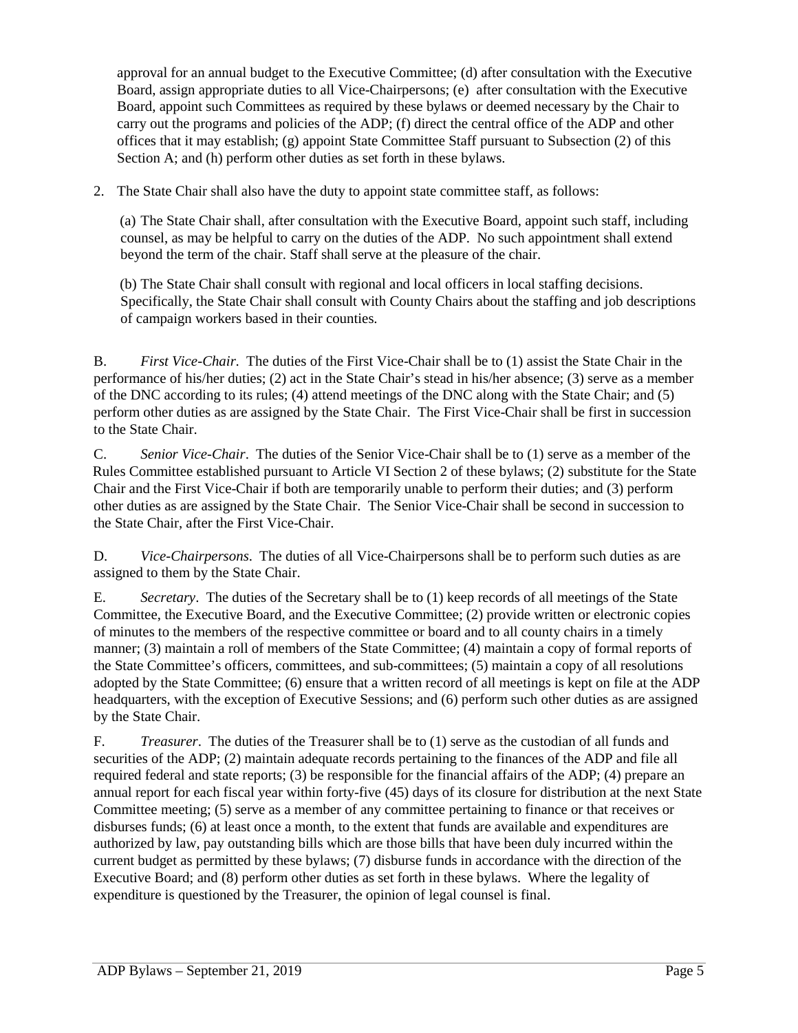approval for an annual budget to the Executive Committee; (d) after consultation with the Executive Board, assign appropriate duties to all Vice-Chairpersons; (e) after consultation with the Executive Board, appoint such Committees as required by these bylaws or deemed necessary by the Chair to carry out the programs and policies of the ADP; (f) direct the central office of the ADP and other offices that it may establish; (g) appoint State Committee Staff pursuant to Subsection (2) of this Section A; and (h) perform other duties as set forth in these bylaws.

2. The State Chair shall also have the duty to appoint state committee staff, as follows:

   (a) The State Chair shall, after consultation with the Executive Board, appoint such staff, including counsel, as may be helpful to carry on the duties of the ADP. No such appointment shall extend beyond the term of the chair. Staff shall serve at the pleasure of the chair.

   (b) The State Chair shall consult with regional and local officers in local staffing decisions. Specifically, the State Chair shall consult with County Chairs about the staffing and job descriptions of campaign workers based in their counties.

B. *First Vice-Chair.* The duties of the First Vice-Chair shall be to (1) assist the State Chair in the performance of his/her duties; (2) act in the State Chair's stead in his/her absence; (3) serve as a member of the DNC according to its rules; (4) attend meetings of the DNC along with the State Chair; and (5) perform other duties as are assigned by the State Chair. The First Vice-Chair shall be first in succession to the State Chair.

C. *Senior Vice-Chair*. The duties of the Senior Vice-Chair shall be to (1) serve as a member of the Rules Committee established pursuant to Article VI Section 2 of these bylaws; (2) substitute for the State Chair and the First Vice-Chair if both are temporarily unable to perform their duties; and (3) perform other duties as are assigned by the State Chair. The Senior Vice-Chair shall be second in succession to the State Chair, after the First Vice-Chair.

D. *Vice-Chairpersons*. The duties of all Vice-Chairpersons shall be to perform such duties as are assigned to them by the State Chair.

E. *Secretary*. The duties of the Secretary shall be to (1) keep records of all meetings of the State Committee, the Executive Board, and the Executive Committee; (2) provide written or electronic copies of minutes to the members of the respective committee or board and to all county chairs in a timely manner; (3) maintain a roll of members of the State Committee; (4) maintain a copy of formal reports of the State Committee's officers, committees, and sub-committees; (5) maintain a copy of all resolutions adopted by the State Committee; (6) ensure that a written record of all meetings is kept on file at the ADP headquarters, with the exception of Executive Sessions; and (6) perform such other duties as are assigned by the State Chair.

F. *Treasurer*. The duties of the Treasurer shall be to (1) serve as the custodian of all funds and securities of the ADP; (2) maintain adequate records pertaining to the finances of the ADP and file all required federal and state reports; (3) be responsible for the financial affairs of the ADP; (4) prepare an annual report for each fiscal year within forty-five (45) days of its closure for distribution at the next State Committee meeting; (5) serve as a member of any committee pertaining to finance or that receives or disburses funds; (6) at least once a month, to the extent that funds are available and expenditures are authorized by law, pay outstanding bills which are those bills that have been duly incurred within the current budget as permitted by these bylaws; (7) disburse funds in accordance with the direction of the Executive Board; and (8) perform other duties as set forth in these bylaws. Where the legality of expenditure is questioned by the Treasurer, the opinion of legal counsel is final.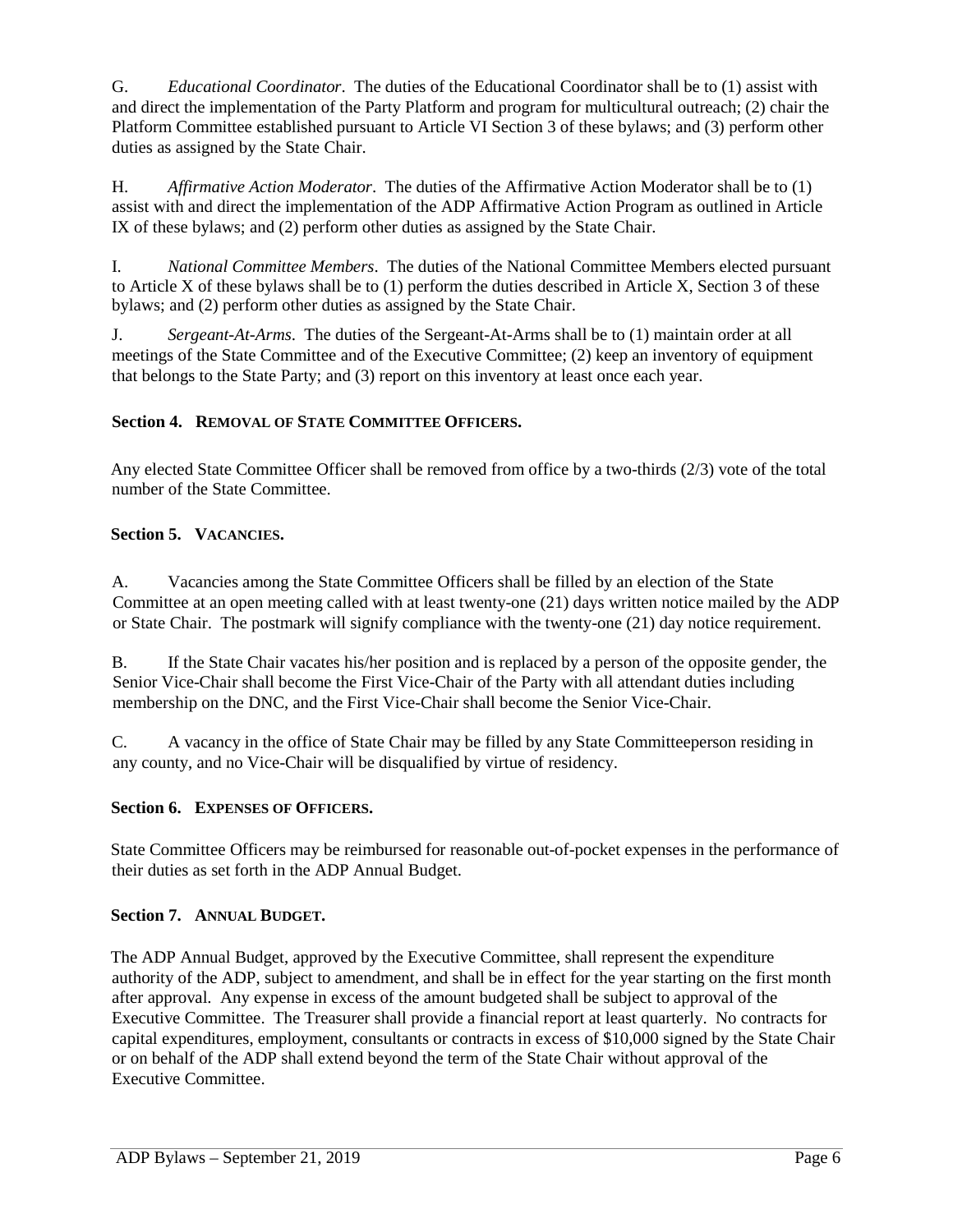G. *Educational Coordinator*. The duties of the Educational Coordinator shall be to (1) assist with and direct the implementation of the Party Platform and program for multicultural outreach; (2) chair the Platform Committee established pursuant to Article VI Section 3 of these bylaws; and (3) perform other duties as assigned by the State Chair.

H. *Affirmative Action Moderator*. The duties of the Affirmative Action Moderator shall be to (1) assist with and direct the implementation of the ADP Affirmative Action Program as outlined in Article IX of these bylaws; and (2) perform other duties as assigned by the State Chair.

I. *National Committee Members*. The duties of the National Committee Members elected pursuant to Article X of these bylaws shall be to (1) perform the duties described in Article X, Section 3 of these bylaws; and (2) perform other duties as assigned by the State Chair.

J. *Sergeant-At-Arms*. The duties of the Sergeant-At-Arms shall be to (1) maintain order at all meetings of the State Committee and of the Executive Committee; (2) keep an inventory of equipment that belongs to the State Party; and (3) report on this inventory at least once each year.

### Section 4. REMOVAL OF STATE COMMITTEE OFFICERS.

Any elected State Committee Officer shall be removed from office by a two-thirds (2/3) vote of the total number of the State Committee.

### Section 5. VACANCIES.

A. Vacancies among the State Committee Officers shall be filled by an election of the State Committee at an open meeting called with at least twenty-one (21) days written notice mailed by the ADP or State Chair. The postmark will signify compliance with the twenty-one (21) day notice requirement.

B. If the State Chair vacates his/her position and is replaced by a person of the opposite gender, the Senior Vice-Chair shall become the First Vice-Chair of the Party with all attendant duties including membership on the DNC, and the First Vice-Chair shall become the Senior Vice-Chair.

C. A vacancy in the office of State Chair may be filled by any State Committeeperson residing in any county, and no Vice-Chair will be disqualified by virtue of residency.

### Section 6. EXPENSES OF OFFICERS.

State Committee Officers may be reimbursed for reasonable out-of-pocket expenses in the performance of their duties as set forth in the ADP Annual Budget.

### Section 7. ANNUAL BUDGET.

The ADP Annual Budget, approved by the Executive Committee, shall represent the expenditure authority of the ADP, subject to amendment, and shall be in effect for the year starting on the first month after approval. Any expense in excess of the amount budgeted shall be subject to approval of the Executive Committee. The Treasurer shall provide a financial report at least quarterly. No contracts for capital expenditures, employment, consultants or contracts in excess of $10,000 signed by the State Chair or on behalf of the ADP shall extend beyond the term of the State Chair without approval of the Executive Committee.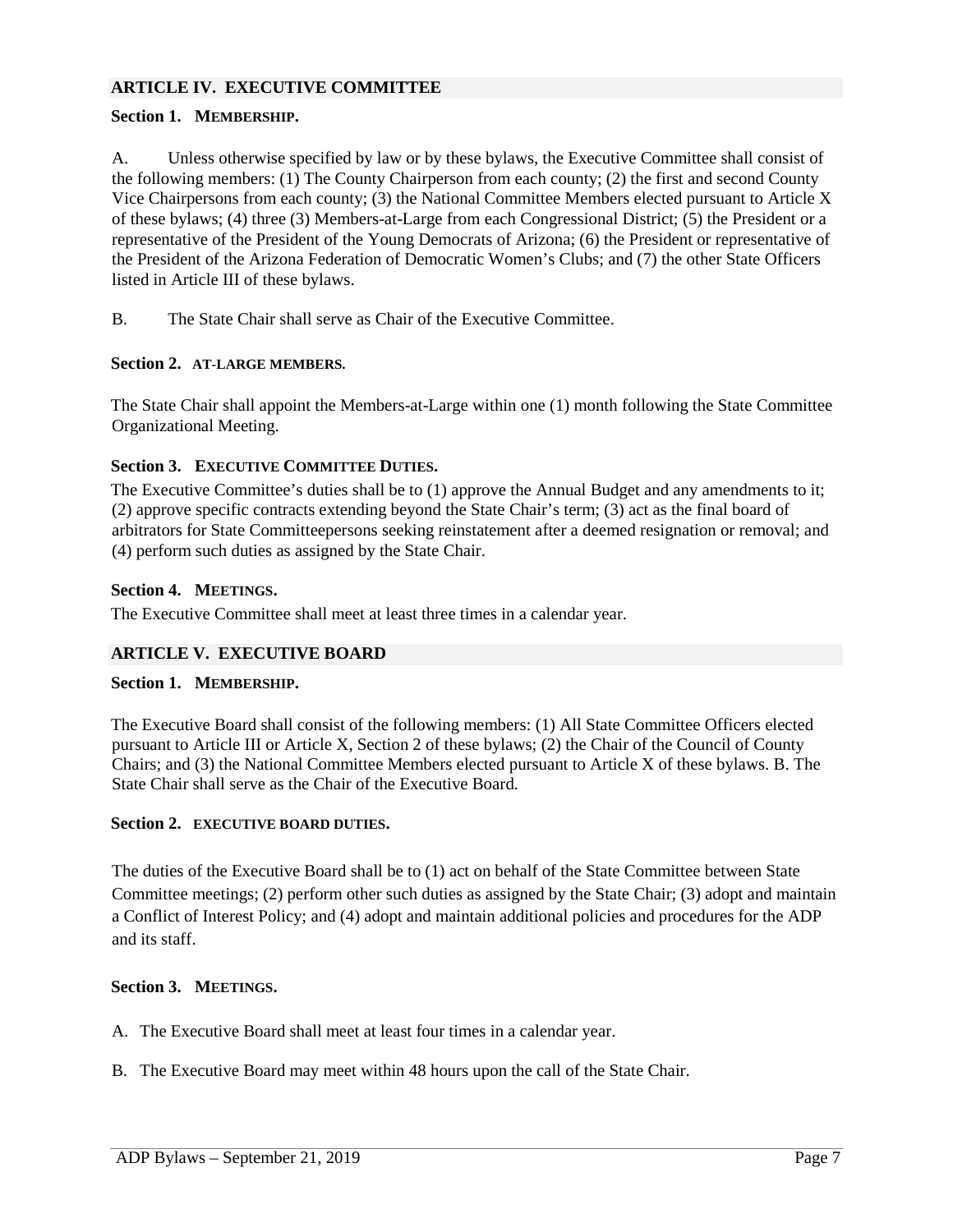## ARTICLE IV. EXECUTIVE COMMITTEE

### Section 1. MEMBERSHIP.

A. Unless otherwise specified by law or by these bylaws, the Executive Committee shall consist of the following members: (1) The County Chairperson from each county; (2) the first and second County Vice Chairpersons from each county; (3) the National Committee Members elected pursuant to Article X of these bylaws; (4) three (3) Members-at-Large from each Congressional District; (5) the President or a representative of the President of the Young Democrats of Arizona; (6) the President or representative of the President of the Arizona Federation of Democratic Women's Clubs; and (7) the other State Officers listed in Article III of these bylaws.

B. The State Chair shall serve as Chair of the Executive Committee.

### Section 2. AT-LARGE MEMBERS.

The State Chair shall appoint the Members-at-Large within one (1) month following the State Committee Organizational Meeting.

### Section 3. EXECUTIVE COMMITTEE DUTIES.

The Executive Committee's duties shall be to (1) approve the Annual Budget and any amendments to it; (2) approve specific contracts extending beyond the State Chair's term; (3) act as the final board of arbitrators for State Committeepersons seeking reinstatement after a deemed resignation or removal; and (4) perform such duties as assigned by the State Chair.

### Section 4. MEETINGS.

The Executive Committee shall meet at least three times in a calendar year.

## ARTICLE V. EXECUTIVE BOARD

### Section 1. MEMBERSHIP.

The Executive Board shall consist of the following members: (1) All State Committee Officers elected pursuant to Article III or Article X, Section 2 of these bylaws; (2) the Chair of the Council of County Chairs; and (3) the National Committee Members elected pursuant to Article X of these bylaws. B. The State Chair shall serve as the Chair of the Executive Board.

### Section 2. EXECUTIVE BOARD DUTIES.

The duties of the Executive Board shall be to (1) act on behalf of the State Committee between State Committee meetings; (2) perform other such duties as assigned by the State Chair; (3) adopt and maintain a Conflict of Interest Policy; and (4) adopt and maintain additional policies and procedures for the ADP and its staff.

### Section 3. MEETINGS.

A. The Executive Board shall meet at least four times in a calendar year.

B. The Executive Board may meet within 48 hours upon the call of the State Chair.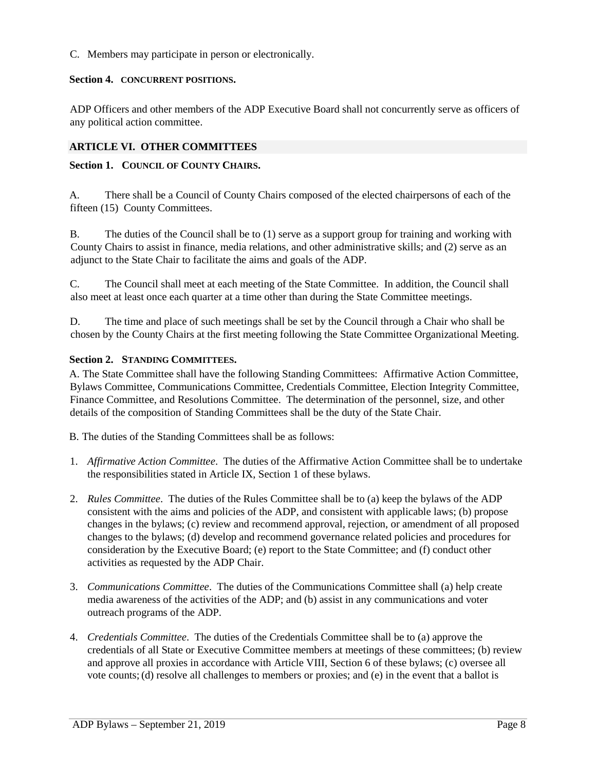C. Members may participate in person or electronically.

**Section 4. CONCURRENT POSITIONS.**

ADP Officers and other members of the ADP Executive Board shall not concurrently serve as officers of any political action committee.

## ARTICLE VI. OTHER COMMITTEES

**Section 1. COUNCIL OF COUNTY CHAIRS.**

A. There shall be a Council of County Chairs composed of the elected chairpersons of each of the fifteen (15) County Committees.

B. The duties of the Council shall be to (1) serve as a support group for training and working with County Chairs to assist in finance, media relations, and other administrative skills; and (2) serve as an adjunct to the State Chair to facilitate the aims and goals of the ADP.

C. The Council shall meet at each meeting of the State Committee. In addition, the Council shall also meet at least once each quarter at a time other than during the State Committee meetings.

D. The time and place of such meetings shall be set by the Council through a Chair who shall be chosen by the County Chairs at the first meeting following the State Committee Organizational Meeting.

**Section 2. STANDING COMMITTEES.**

A. The State Committee shall have the following Standing Committees: Affirmative Action Committee, Bylaws Committee, Communications Committee, Credentials Committee, Election Integrity Committee, Finance Committee, and Resolutions Committee. The determination of the personnel, size, and other details of the composition of Standing Committees shall be the duty of the State Chair.

B. The duties of the Standing Committees shall be as follows:

1. *Affirmative Action Committee*. The duties of the Affirmative Action Committee shall be to undertake the responsibilities stated in Article IX, Section 1 of these bylaws.

2. *Rules Committee*. The duties of the Rules Committee shall be to (a) keep the bylaws of the ADP consistent with the aims and policies of the ADP, and consistent with applicable laws; (b) propose changes in the bylaws; (c) review and recommend approval, rejection, or amendment of all proposed changes to the bylaws; (d) develop and recommend governance related policies and procedures for consideration by the Executive Board; (e) report to the State Committee; and (f) conduct other activities as requested by the ADP Chair.

3. *Communications Committee*. The duties of the Communications Committee shall (a) help create media awareness of the activities of the ADP; and (b) assist in any communications and voter outreach programs of the ADP.

4. *Credentials Committee*. The duties of the Credentials Committee shall be to (a) approve the credentials of all State or Executive Committee members at meetings of these committees; (b) review and approve all proxies in accordance with Article VIII, Section 6 of these bylaws; (c) oversee all vote counts; (d) resolve all challenges to members or proxies; and (e) in the event that a ballot is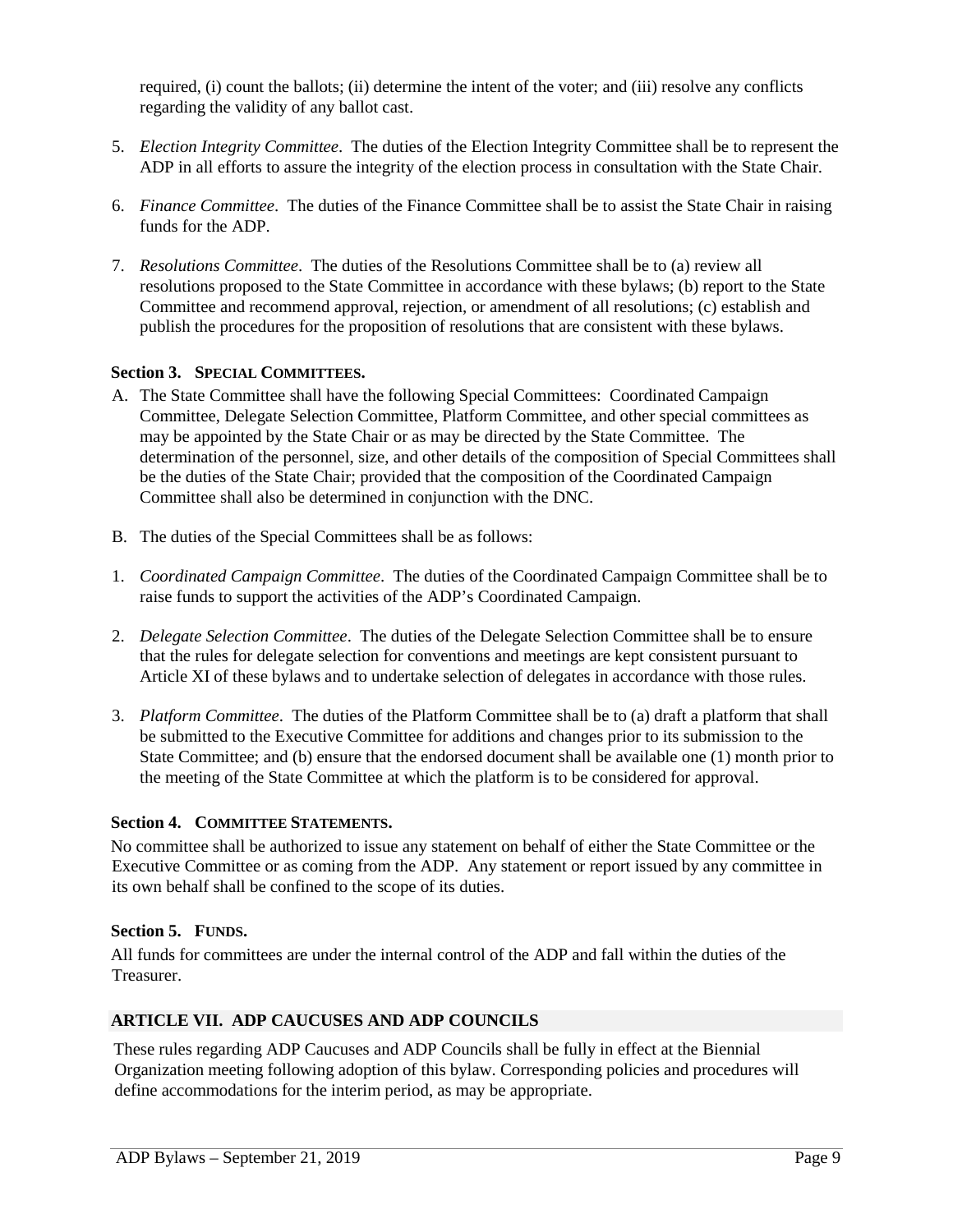required, (i) count the ballots; (ii) determine the intent of the voter; and (iii) resolve any conflicts regarding the validity of any ballot cast.

5. *Election Integrity Committee*. The duties of the Election Integrity Committee shall be to represent the ADP in all efforts to assure the integrity of the election process in consultation with the State Chair.

6. *Finance Committee*. The duties of the Finance Committee shall be to assist the State Chair in raising funds for the ADP.

7. *Resolutions Committee*. The duties of the Resolutions Committee shall be to (a) review all resolutions proposed to the State Committee in accordance with these bylaws; (b) report to the State Committee and recommend approval, rejection, or amendment of all resolutions; (c) establish and publish the procedures for the proposition of resolutions that are consistent with these bylaws.

### Section 3. SPECIAL COMMITTEES.

A. The State Committee shall have the following Special Committees: Coordinated Campaign Committee, Delegate Selection Committee, Platform Committee, and other special committees as may be appointed by the State Chair or as may be directed by the State Committee. The determination of the personnel, size, and other details of the composition of Special Committees shall be the duties of the State Chair; provided that the composition of the Coordinated Campaign Committee shall also be determined in conjunction with the DNC.

B. The duties of the Special Committees shall be as follows:

1. *Coordinated Campaign Committee*. The duties of the Coordinated Campaign Committee shall be to raise funds to support the activities of the ADP's Coordinated Campaign.

2. *Delegate Selection Committee*. The duties of the Delegate Selection Committee shall be to ensure that the rules for delegate selection for conventions and meetings are kept consistent pursuant to Article XI of these bylaws and to undertake selection of delegates in accordance with those rules.

3. *Platform Committee*. The duties of the Platform Committee shall be to (a) draft a platform that shall be submitted to the Executive Committee for additions and changes prior to its submission to the State Committee; and (b) ensure that the endorsed document shall be available one (1) month prior to the meeting of the State Committee at which the platform is to be considered for approval.

### Section 4. COMMITTEE STATEMENTS.

No committee shall be authorized to issue any statement on behalf of either the State Committee or the Executive Committee or as coming from the ADP. Any statement or report issued by any committee in its own behalf shall be confined to the scope of its duties.

### Section 5. FUNDS.

All funds for committees are under the internal control of the ADP and fall within the duties of the Treasurer.

## ARTICLE VII. ADP CAUCUSES AND ADP COUNCILS

These rules regarding ADP Caucuses and ADP Councils shall be fully in effect at the Biennial Organization meeting following adoption of this bylaw. Corresponding policies and procedures will define accommodations for the interim period, as may be appropriate.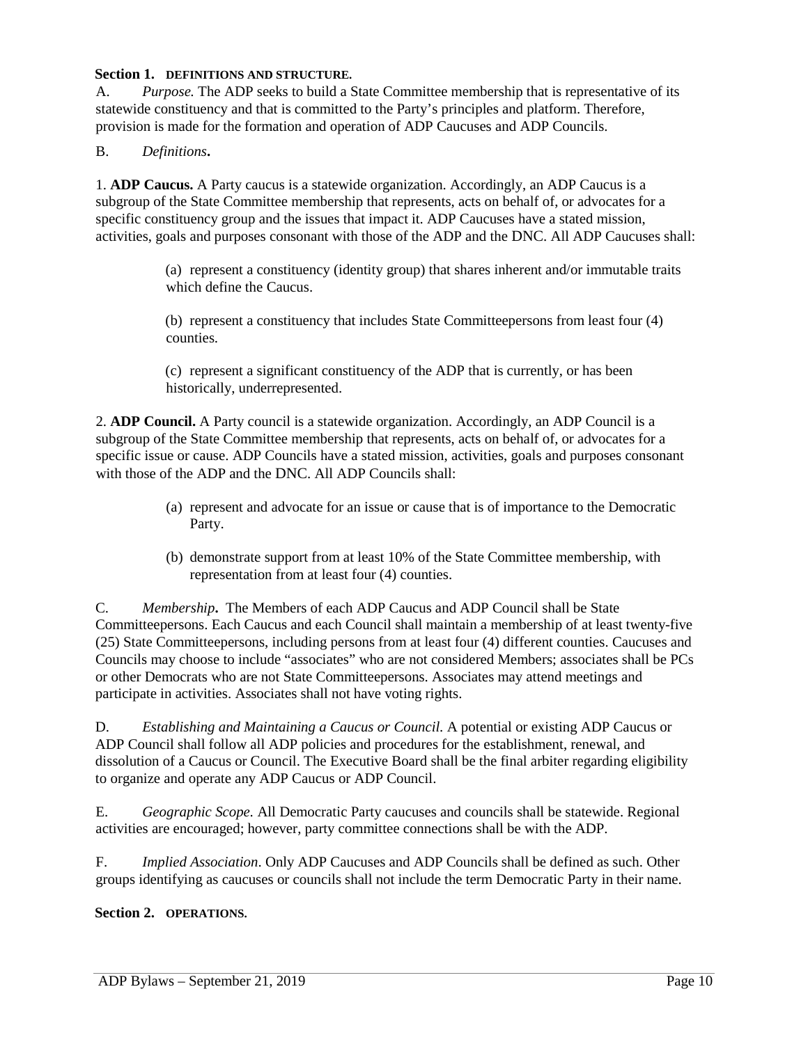**Section 1. DEFINITIONS AND STRUCTURE.**

A. *Purpose.* The ADP seeks to build a State Committee membership that is representative of its statewide constituency and that is committed to the Party's principles and platform. Therefore, provision is made for the formation and operation of ADP Caucuses and ADP Councils.

B. *Definitions***.**

1. **ADP Caucus.** A Party caucus is a statewide organization. Accordingly, an ADP Caucus is a subgroup of the State Committee membership that represents, acts on behalf of, or advocates for a specific constituency group and the issues that impact it. ADP Caucuses have a stated mission, activities, goals and purposes consonant with those of the ADP and the DNC. All ADP Caucuses shall:

   (a) represent a constituency (identity group) that shares inherent and/or immutable traits which define the Caucus.

   (b) represent a constituency that includes State Committeepersons from least four (4) counties.

   (c) represent a significant constituency of the ADP that is currently, or has been historically, underrepresented.

2. **ADP Council.** A Party council is a statewide organization. Accordingly, an ADP Council is a subgroup of the State Committee membership that represents, acts on behalf of, or advocates for a specific issue or cause. ADP Councils have a stated mission, activities, goals and purposes consonant with those of the ADP and the DNC. All ADP Councils shall:

   (a) represent and advocate for an issue or cause that is of importance to the Democratic Party.

   (b) demonstrate support from at least 10% of the State Committee membership, with representation from at least four (4) counties.

C. *Membership***.** The Members of each ADP Caucus and ADP Council shall be State Committeepersons. Each Caucus and each Council shall maintain a membership of at least twenty-five (25) State Committeepersons, including persons from at least four (4) different counties. Caucuses and Councils may choose to include "associates" who are not considered Members; associates shall be PCs or other Democrats who are not State Committeepersons. Associates may attend meetings and participate in activities. Associates shall not have voting rights.

D. *Establishing and Maintaining a Caucus or Council.* A potential or existing ADP Caucus or ADP Council shall follow all ADP policies and procedures for the establishment, renewal, and dissolution of a Caucus or Council. The Executive Board shall be the final arbiter regarding eligibility to organize and operate any ADP Caucus or ADP Council.

E. *Geographic Scope.* All Democratic Party caucuses and councils shall be statewide. Regional activities are encouraged; however, party committee connections shall be with the ADP.

F. *Implied Association*. Only ADP Caucuses and ADP Councils shall be defined as such. Other groups identifying as caucuses or councils shall not include the term Democratic Party in their name.

**Section 2. OPERATIONS.**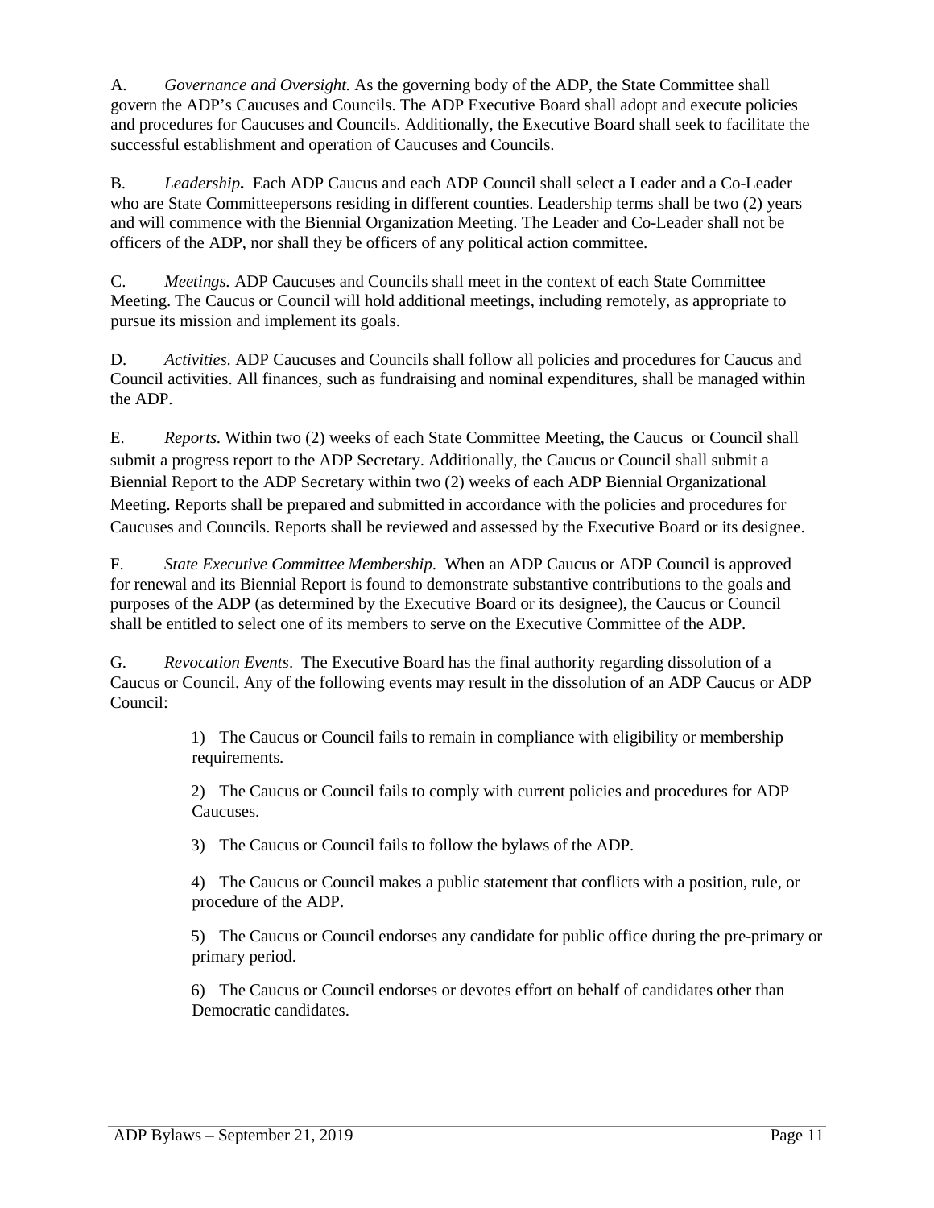A. *Governance and Oversight.* As the governing body of the ADP, the State Committee shall govern the ADP's Caucuses and Councils. The ADP Executive Board shall adopt and execute policies and procedures for Caucuses and Councils. Additionally, the Executive Board shall seek to facilitate the successful establishment and operation of Caucuses and Councils.

B. *Leadership.* Each ADP Caucus and each ADP Council shall select a Leader and a Co-Leader who are State Committeepersons residing in different counties. Leadership terms shall be two (2) years and will commence with the Biennial Organization Meeting. The Leader and Co-Leader shall not be officers of the ADP, nor shall they be officers of any political action committee.

C. *Meetings.* ADP Caucuses and Councils shall meet in the context of each State Committee Meeting. The Caucus or Council will hold additional meetings, including remotely, as appropriate to pursue its mission and implement its goals.

D. *Activities.* ADP Caucuses and Councils shall follow all policies and procedures for Caucus and Council activities. All finances, such as fundraising and nominal expenditures, shall be managed within the ADP.

E. *Reports.* Within two (2) weeks of each State Committee Meeting, the Caucus or Council shall submit a progress report to the ADP Secretary. Additionally, the Caucus or Council shall submit a Biennial Report to the ADP Secretary within two (2) weeks of each ADP Biennial Organizational Meeting. Reports shall be prepared and submitted in accordance with the policies and procedures for Caucuses and Councils. Reports shall be reviewed and assessed by the Executive Board or its designee.

F. *State Executive Committee Membership.* When an ADP Caucus or ADP Council is approved for renewal and its Biennial Report is found to demonstrate substantive contributions to the goals and purposes of the ADP (as determined by the Executive Board or its designee), the Caucus or Council shall be entitled to select one of its members to serve on the Executive Committee of the ADP.

G. *Revocation Events*. The Executive Board has the final authority regarding dissolution of a Caucus or Council. Any of the following events may result in the dissolution of an ADP Caucus or ADP Council:

1) The Caucus or Council fails to remain in compliance with eligibility or membership requirements.

2) The Caucus or Council fails to comply with current policies and procedures for ADP Caucuses.

3) The Caucus or Council fails to follow the bylaws of the ADP.

4) The Caucus or Council makes a public statement that conflicts with a position, rule, or procedure of the ADP.

5) The Caucus or Council endorses any candidate for public office during the pre-primary or primary period.

6) The Caucus or Council endorses or devotes effort on behalf of candidates other than Democratic candidates.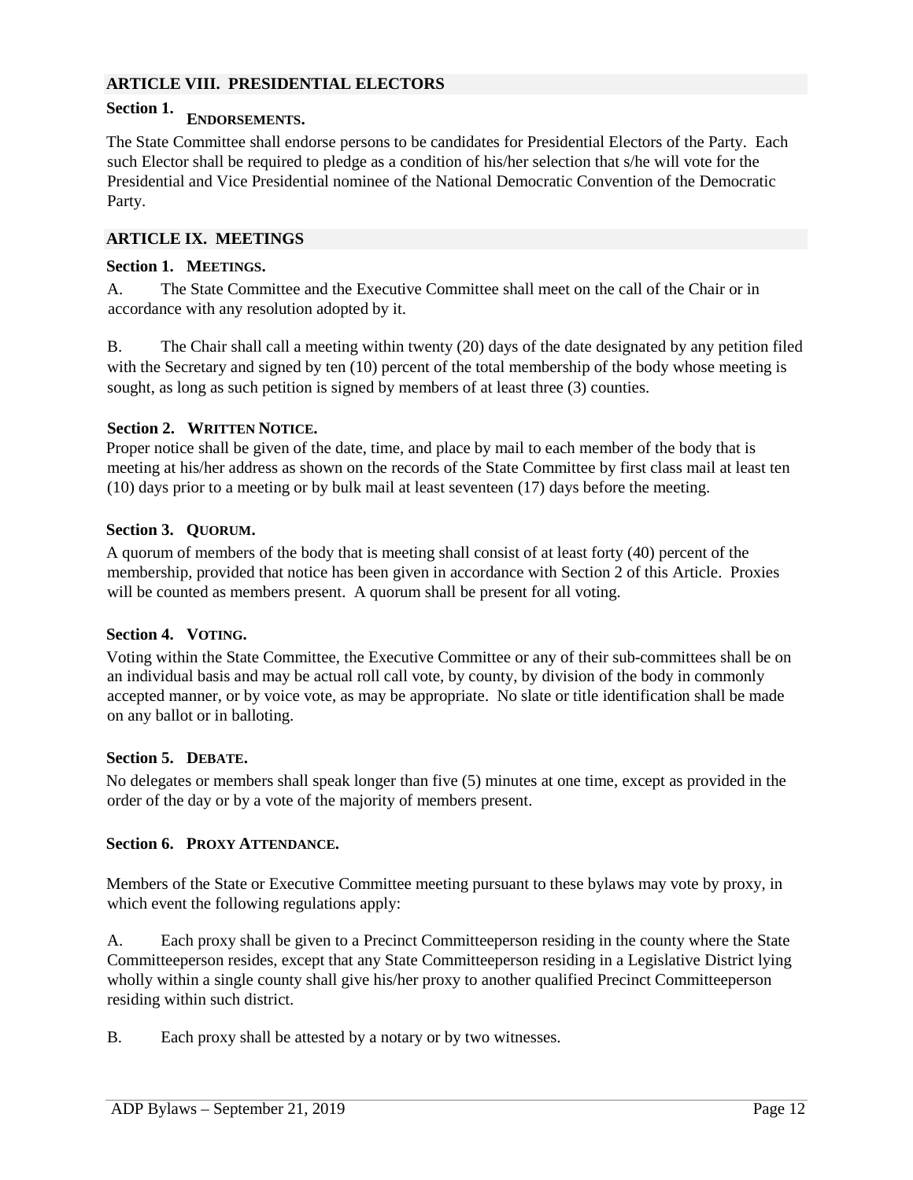## ARTICLE VIII. PRESIDENTIAL ELECTORS

### Section 1. ENDORSEMENTS.

The State Committee shall endorse persons to be candidates for Presidential Electors of the Party. Each such Elector shall be required to pledge as a condition of his/her selection that s/he will vote for the Presidential and Vice Presidential nominee of the National Democratic Convention of the Democratic Party.

## ARTICLE IX. MEETINGS

### Section 1. MEETINGS.

A. The State Committee and the Executive Committee shall meet on the call of the Chair or in accordance with any resolution adopted by it.

B. The Chair shall call a meeting within twenty (20) days of the date designated by any petition filed with the Secretary and signed by ten (10) percent of the total membership of the body whose meeting is sought, as long as such petition is signed by members of at least three (3) counties.

### Section 2. WRITTEN NOTICE.

Proper notice shall be given of the date, time, and place by mail to each member of the body that is meeting at his/her address as shown on the records of the State Committee by first class mail at least ten (10) days prior to a meeting or by bulk mail at least seventeen (17) days before the meeting.

### Section 3. QUORUM.

A quorum of members of the body that is meeting shall consist of at least forty (40) percent of the membership, provided that notice has been given in accordance with Section 2 of this Article. Proxies will be counted as members present. A quorum shall be present for all voting.

### Section 4. VOTING.

Voting within the State Committee, the Executive Committee or any of their sub-committees shall be on an individual basis and may be actual roll call vote, by county, by division of the body in commonly accepted manner, or by voice vote, as may be appropriate. No slate or title identification shall be made on any ballot or in balloting.

### Section 5. DEBATE.

No delegates or members shall speak longer than five (5) minutes at one time, except as provided in the order of the day or by a vote of the majority of members present.

### Section 6. PROXY ATTENDANCE.

Members of the State or Executive Committee meeting pursuant to these bylaws may vote by proxy, in which event the following regulations apply:

A. Each proxy shall be given to a Precinct Committeeperson residing in the county where the State Committeeperson resides, except that any State Committeeperson residing in a Legislative District lying wholly within a single county shall give his/her proxy to another qualified Precinct Committeeperson residing within such district.

B. Each proxy shall be attested by a notary or by two witnesses.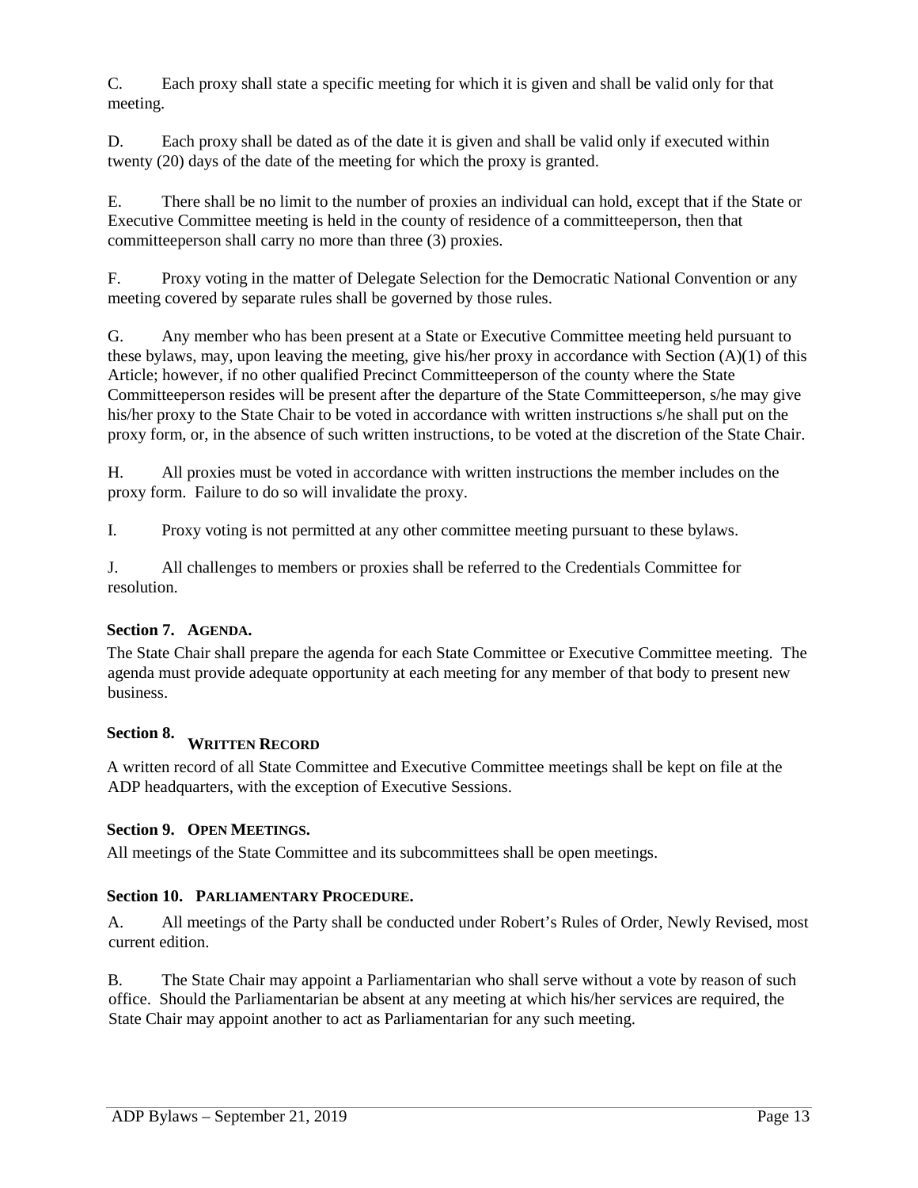C. Each proxy shall state a specific meeting for which it is given and shall be valid only for that meeting.

D. Each proxy shall be dated as of the date it is given and shall be valid only if executed within twenty (20) days of the date of the meeting for which the proxy is granted.

E. There shall be no limit to the number of proxies an individual can hold, except that if the State or Executive Committee meeting is held in the county of residence of a committeeperson, then that committeeperson shall carry no more than three (3) proxies.

F. Proxy voting in the matter of Delegate Selection for the Democratic National Convention or any meeting covered by separate rules shall be governed by those rules.

G. Any member who has been present at a State or Executive Committee meeting held pursuant to these bylaws, may, upon leaving the meeting, give his/her proxy in accordance with Section (A)(1) of this Article; however, if no other qualified Precinct Committeeperson of the county where the State Committeeperson resides will be present after the departure of the State Committeeperson, s/he may give his/her proxy to the State Chair to be voted in accordance with written instructions s/he shall put on the proxy form, or, in the absence of such written instructions, to be voted at the discretion of the State Chair.

H. All proxies must be voted in accordance with written instructions the member includes on the proxy form. Failure to do so will invalidate the proxy.

I. Proxy voting is not permitted at any other committee meeting pursuant to these bylaws.

J. All challenges to members or proxies shall be referred to the Credentials Committee for resolution.

### Section 7. AGENDA.

The State Chair shall prepare the agenda for each State Committee or Executive Committee meeting. The agenda must provide adequate opportunity at each meeting for any member of that body to present new business.

### Section 8. WRITTEN RECORD

A written record of all State Committee and Executive Committee meetings shall be kept on file at the ADP headquarters, with the exception of Executive Sessions.

### Section 9. OPEN MEETINGS.

All meetings of the State Committee and its subcommittees shall be open meetings.

### Section 10. PARLIAMENTARY PROCEDURE.

A. All meetings of the Party shall be conducted under Robert's Rules of Order, Newly Revised, most current edition.

B. The State Chair may appoint a Parliamentarian who shall serve without a vote by reason of such office. Should the Parliamentarian be absent at any meeting at which his/her services are required, the State Chair may appoint another to act as Parliamentarian for any such meeting.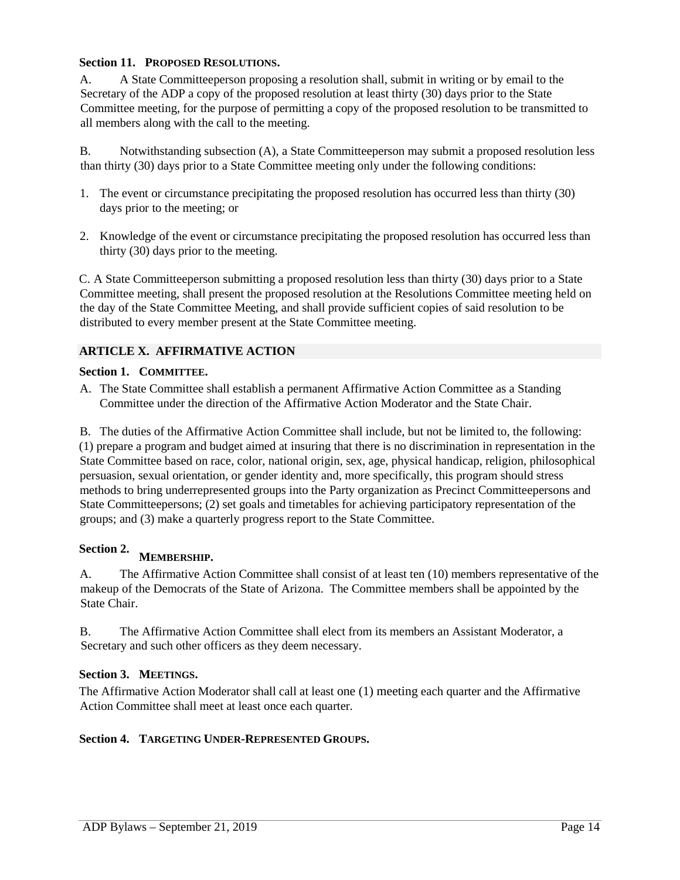**Section 11. Proposed Resolutions.**

A. A State Committeeperson proposing a resolution shall, submit in writing or by email to the Secretary of the ADP a copy of the proposed resolution at least thirty (30) days prior to the State Committee meeting, for the purpose of permitting a copy of the proposed resolution to be transmitted to all members along with the call to the meeting.

B. Notwithstanding subsection (A), a State Committeeperson may submit a proposed resolution less than thirty (30) days prior to a State Committee meeting only under the following conditions:

1. The event or circumstance precipitating the proposed resolution has occurred less than thirty (30) days prior to the meeting; or

2. Knowledge of the event or circumstance precipitating the proposed resolution has occurred less than thirty (30) days prior to the meeting.

C. A State Committeeperson submitting a proposed resolution less than thirty (30) days prior to a State Committee meeting, shall present the proposed resolution at the Resolutions Committee meeting held on the day of the State Committee Meeting, and shall provide sufficient copies of said resolution to be distributed to every member present at the State Committee meeting.

## ARTICLE X. AFFIRMATIVE ACTION

**Section 1. Committee.**

A. The State Committee shall establish a permanent Affirmative Action Committee as a Standing Committee under the direction of the Affirmative Action Moderator and the State Chair.

B. The duties of the Affirmative Action Committee shall include, but not be limited to, the following: (1) prepare a program and budget aimed at insuring that there is no discrimination in representation in the State Committee based on race, color, national origin, sex, age, physical handicap, religion, philosophical persuasion, sexual orientation, or gender identity and, more specifically, this program should stress methods to bring underrepresented groups into the Party organization as Precinct Committeepersons and State Committeepersons; (2) set goals and timetables for achieving participatory representation of the groups; and (3) make a quarterly progress report to the State Committee.

**Section 2. Membership.**

A. The Affirmative Action Committee shall consist of at least ten (10) members representative of the makeup of the Democrats of the State of Arizona. The Committee members shall be appointed by the State Chair.

B. The Affirmative Action Committee shall elect from its members an Assistant Moderator, a Secretary and such other officers as they deem necessary.

**Section 3. Meetings.**

The Affirmative Action Moderator shall call at least one (1) meeting each quarter and the Affirmative Action Committee shall meet at least once each quarter.

**Section 4. Targeting Under-Represented Groups.**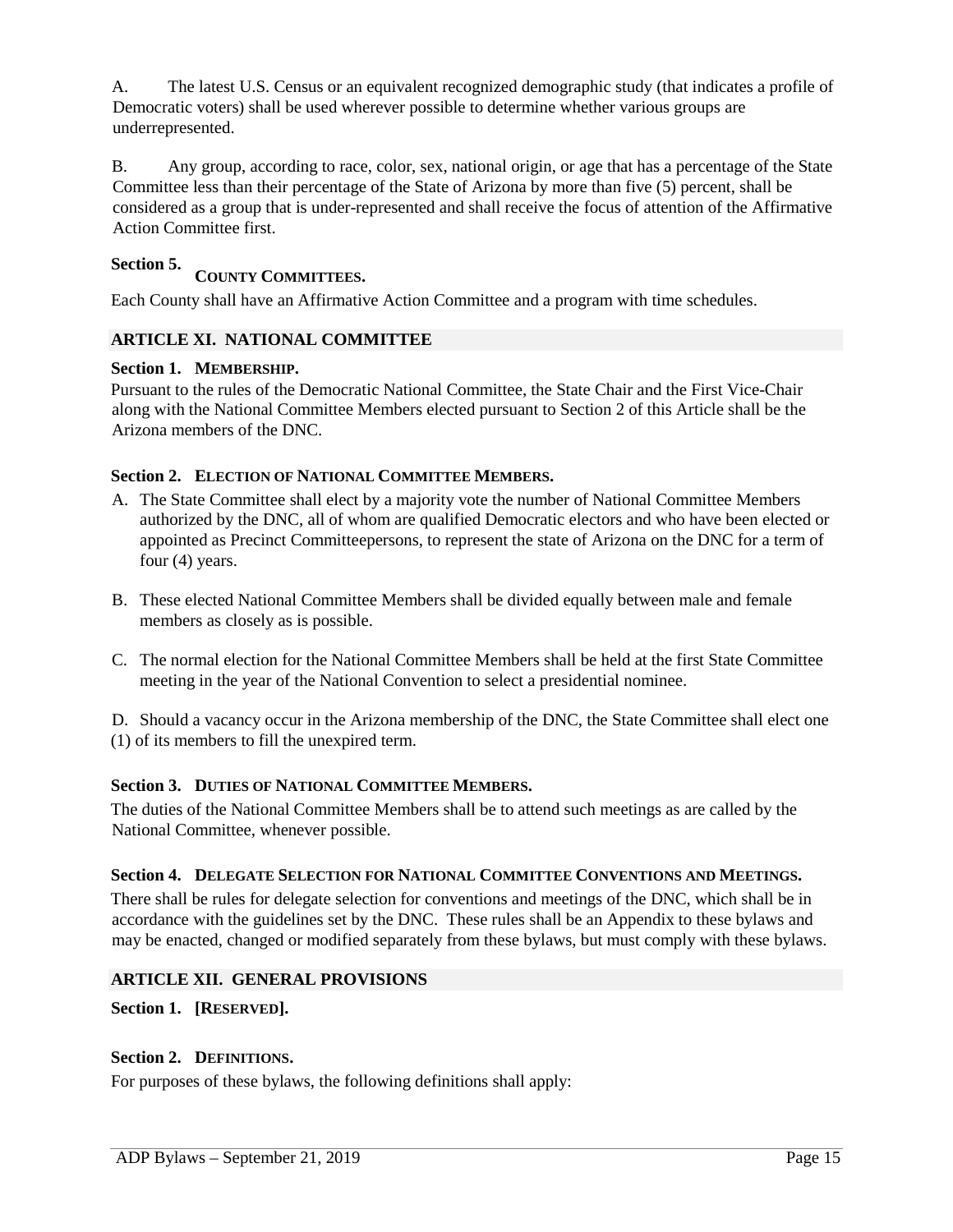A. The latest U.S. Census or an equivalent recognized demographic study (that indicates a profile of Democratic voters) shall be used wherever possible to determine whether various groups are underrepresented.

B. Any group, according to race, color, sex, national origin, or age that has a percentage of the State Committee less than their percentage of the State of Arizona by more than five (5) percent, shall be considered as a group that is under-represented and shall receive the focus of attention of the Affirmative Action Committee first.

**Section 5. COUNTY COMMITTEES.**

Each County shall have an Affirmative Action Committee and a program with time schedules.

## ARTICLE XI. NATIONAL COMMITTEE

**Section 1. MEMBERSHIP.**

Pursuant to the rules of the Democratic National Committee, the State Chair and the First Vice-Chair along with the National Committee Members elected pursuant to Section 2 of this Article shall be the Arizona members of the DNC.

**Section 2. ELECTION OF NATIONAL COMMITTEE MEMBERS.**

A. The State Committee shall elect by a majority vote the number of National Committee Members authorized by the DNC, all of whom are qualified Democratic electors and who have been elected or appointed as Precinct Committeepersons, to represent the state of Arizona on the DNC for a term of four (4) years.

B. These elected National Committee Members shall be divided equally between male and female members as closely as is possible.

C. The normal election for the National Committee Members shall be held at the first State Committee meeting in the year of the National Convention to select a presidential nominee.

D. Should a vacancy occur in the Arizona membership of the DNC, the State Committee shall elect one (1) of its members to fill the unexpired term.

**Section 3. DUTIES OF NATIONAL COMMITTEE MEMBERS.**

The duties of the National Committee Members shall be to attend such meetings as are called by the National Committee, whenever possible.

**Section 4. DELEGATE SELECTION FOR NATIONAL COMMITTEE CONVENTIONS AND MEETINGS.**

There shall be rules for delegate selection for conventions and meetings of the DNC, which shall be in accordance with the guidelines set by the DNC. These rules shall be an Appendix to these bylaws and may be enacted, changed or modified separately from these bylaws, but must comply with these bylaws.

## ARTICLE XII. GENERAL PROVISIONS

**Section 1. [RESERVED].**

**Section 2. DEFINITIONS.**

For purposes of these bylaws, the following definitions shall apply: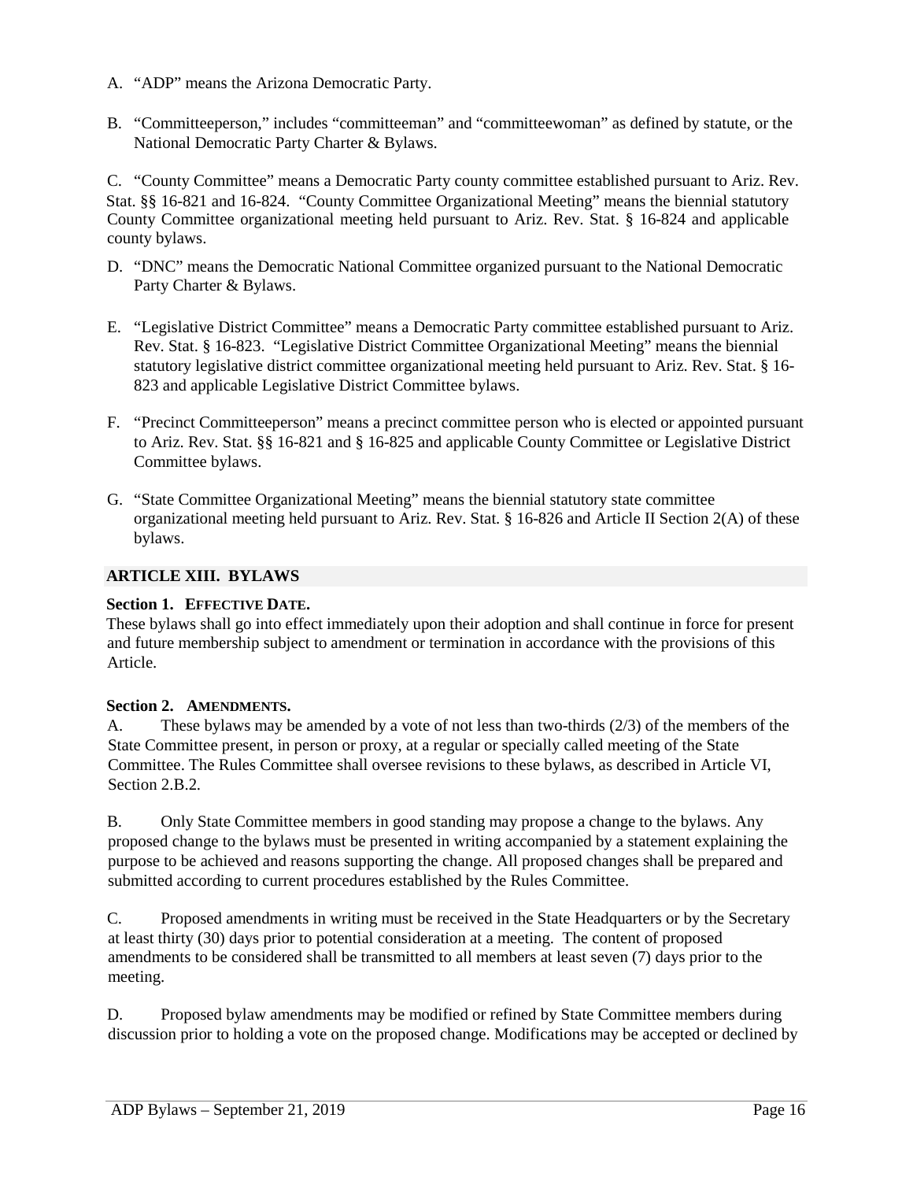A. "ADP" means the Arizona Democratic Party.

B. "Committeeperson," includes "committeeman" and "committeewoman" as defined by statute, or the National Democratic Party Charter & Bylaws.

C. "County Committee" means a Democratic Party county committee established pursuant to Ariz. Rev. Stat. §§ 16-821 and 16-824. "County Committee Organizational Meeting" means the biennial statutory County Committee organizational meeting held pursuant to Ariz. Rev. Stat. § 16-824 and applicable county bylaws.

D. "DNC" means the Democratic National Committee organized pursuant to the National Democratic Party Charter & Bylaws.

E. "Legislative District Committee" means a Democratic Party committee established pursuant to Ariz. Rev. Stat. § 16-823. "Legislative District Committee Organizational Meeting" means the biennial statutory legislative district committee organizational meeting held pursuant to Ariz. Rev. Stat. § 16-823 and applicable Legislative District Committee bylaws.

F. "Precinct Committeeperson" means a precinct committee person who is elected or appointed pursuant to Ariz. Rev. Stat. §§ 16-821 and § 16-825 and applicable County Committee or Legislative District Committee bylaws.

G. "State Committee Organizational Meeting" means the biennial statutory state committee organizational meeting held pursuant to Ariz. Rev. Stat. § 16-826 and Article II Section 2(A) of these bylaws.

## ARTICLE XIII. BYLAWS

**Section 1. EFFECTIVE DATE.**
These bylaws shall go into effect immediately upon their adoption and shall continue in force for present and future membership subject to amendment or termination in accordance with the provisions of this Article.

**Section 2. AMENDMENTS.**

A. These bylaws may be amended by a vote of not less than two-thirds (2/3) of the members of the State Committee present, in person or proxy, at a regular or specially called meeting of the State Committee. The Rules Committee shall oversee revisions to these bylaws, as described in Article VI, Section 2.B.2.

B. Only State Committee members in good standing may propose a change to the bylaws. Any proposed change to the bylaws must be presented in writing accompanied by a statement explaining the purpose to be achieved and reasons supporting the change. All proposed changes shall be prepared and submitted according to current procedures established by the Rules Committee.

C. Proposed amendments in writing must be received in the State Headquarters or by the Secretary at least thirty (30) days prior to potential consideration at a meeting. The content of proposed amendments to be considered shall be transmitted to all members at least seven (7) days prior to the meeting.

D. Proposed bylaw amendments may be modified or refined by State Committee members during discussion prior to holding a vote on the proposed change. Modifications may be accepted or declined by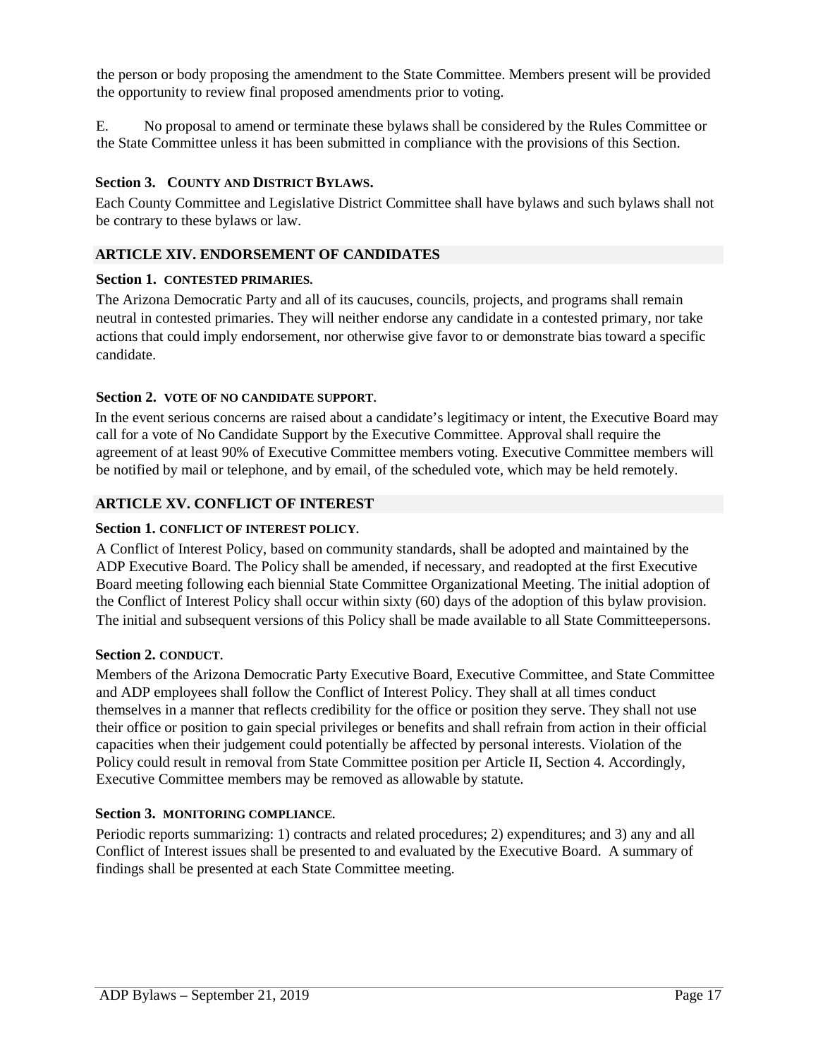the person or body proposing the amendment to the State Committee. Members present will be provided the opportunity to review final proposed amendments prior to voting.

E. No proposal to amend or terminate these bylaws shall be considered by the Rules Committee or the State Committee unless it has been submitted in compliance with the provisions of this Section.

**Section 3. COUNTY AND DISTRICT BYLAWS.**

Each County Committee and Legislative District Committee shall have bylaws and such bylaws shall not be contrary to these bylaws or law.

## ARTICLE XIV. ENDORSEMENT OF CANDIDATES

**Section 1. CONTESTED PRIMARIES.**

The Arizona Democratic Party and all of its caucuses, councils, projects, and programs shall remain neutral in contested primaries. They will neither endorse any candidate in a contested primary, nor take actions that could imply endorsement, nor otherwise give favor to or demonstrate bias toward a specific candidate.

**Section 2. VOTE OF NO CANDIDATE SUPPORT.**

In the event serious concerns are raised about a candidate's legitimacy or intent, the Executive Board may call for a vote of No Candidate Support by the Executive Committee. Approval shall require the agreement of at least 90% of Executive Committee members voting. Executive Committee members will be notified by mail or telephone, and by email, of the scheduled vote, which may be held remotely.

## ARTICLE XV. CONFLICT OF INTEREST

**Section 1. CONFLICT OF INTEREST POLICY.**

A Conflict of Interest Policy, based on community standards, shall be adopted and maintained by the ADP Executive Board. The Policy shall be amended, if necessary, and readopted at the first Executive Board meeting following each biennial State Committee Organizational Meeting. The initial adoption of the Conflict of Interest Policy shall occur within sixty (60) days of the adoption of this bylaw provision. The initial and subsequent versions of this Policy shall be made available to all State Committeepersons.

**Section 2. CONDUCT.**

Members of the Arizona Democratic Party Executive Board, Executive Committee, and State Committee and ADP employees shall follow the Conflict of Interest Policy. They shall at all times conduct themselves in a manner that reflects credibility for the office or position they serve. They shall not use their office or position to gain special privileges or benefits and shall refrain from action in their official capacities when their judgement could potentially be affected by personal interests. Violation of the Policy could result in removal from State Committee position per Article II, Section 4. Accordingly, Executive Committee members may be removed as allowable by statute.

**Section 3. MONITORING COMPLIANCE.**

Periodic reports summarizing: 1) contracts and related procedures; 2) expenditures; and 3) any and all Conflict of Interest issues shall be presented to and evaluated by the Executive Board. A summary of findings shall be presented at each State Committee meeting.